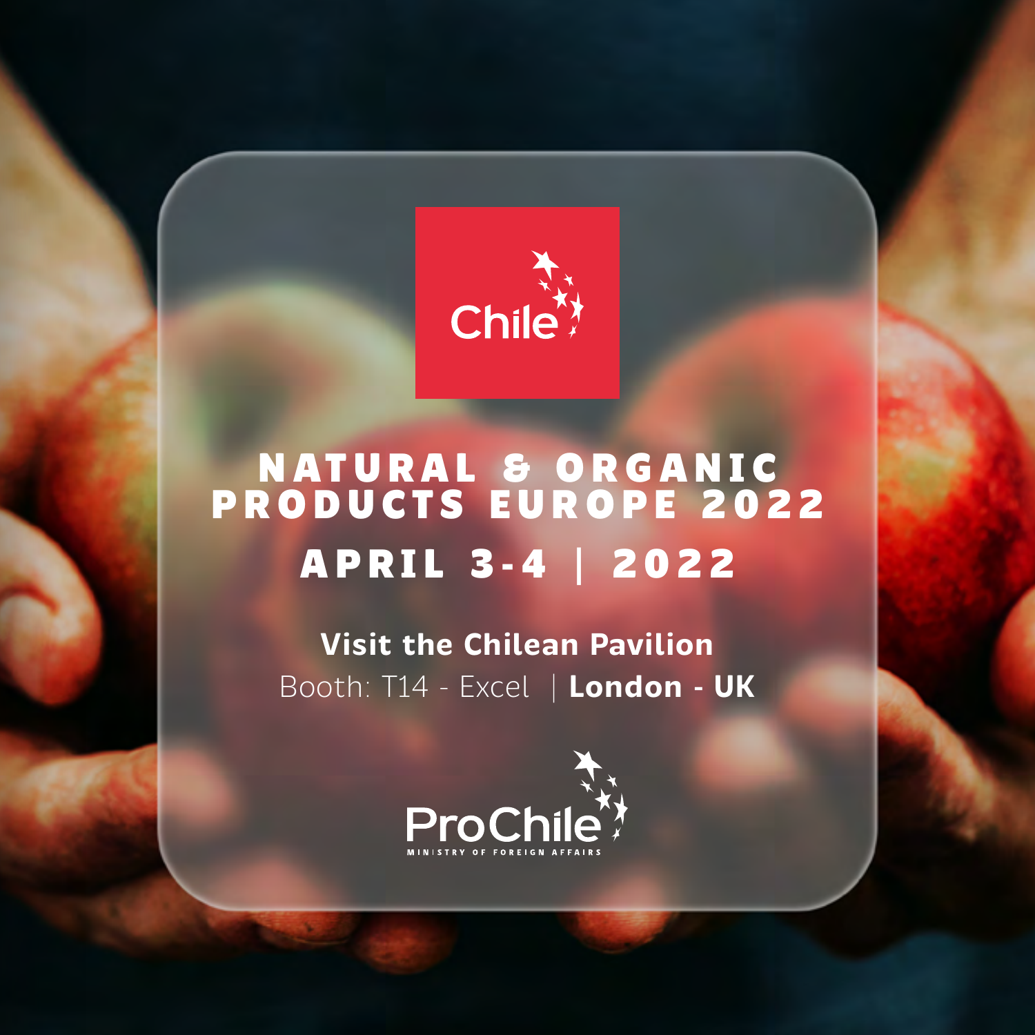Chile

# NATURAL & ORGANIC PRODUCTS EUROPE 2022

## APRIL 3-4 | 2022

**Visit the Chilean Pavilion**

Booth: T14 - Excel | **London - UK**

ProChile

MINISTRY OF FOREIGN AFFAIRS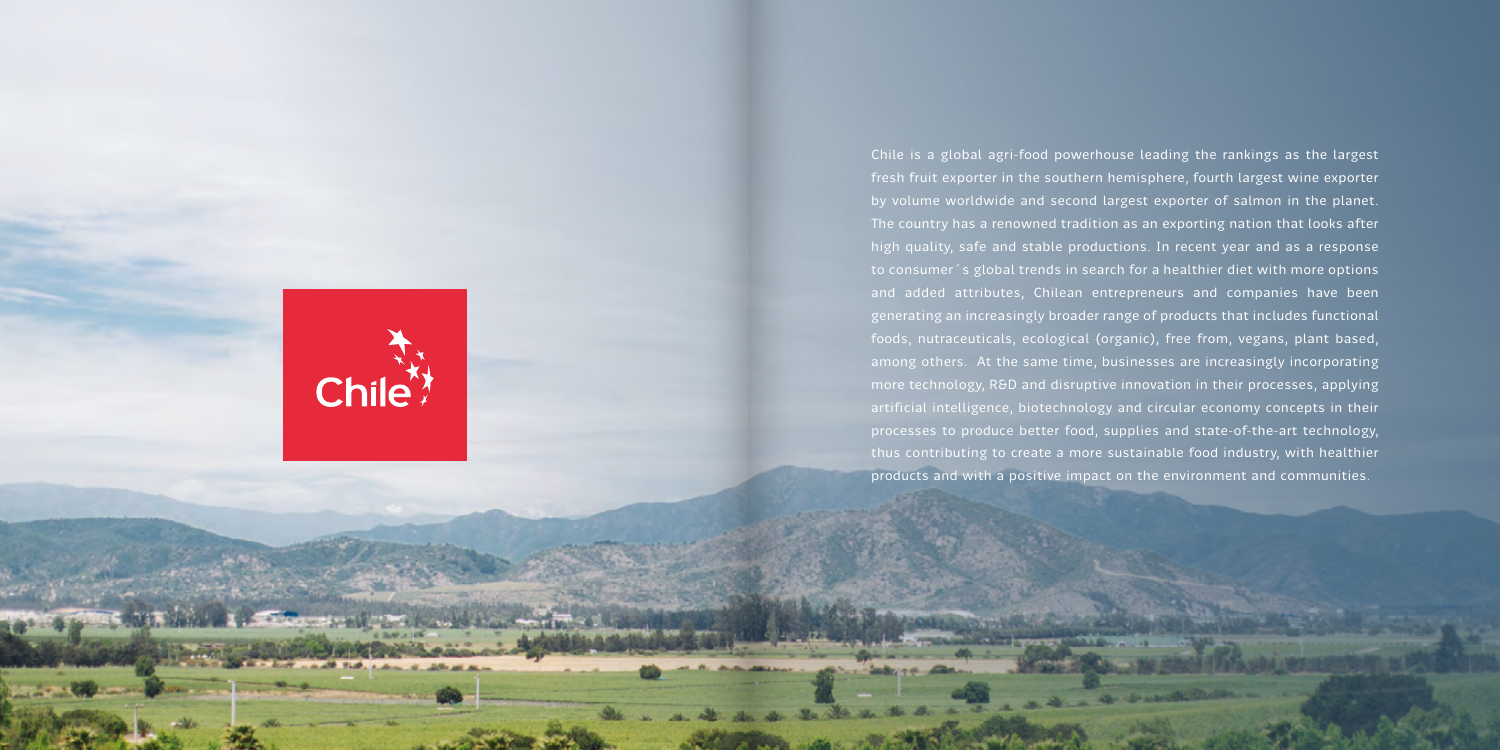Chile

Chile is a global agri-food powerhouse leading the rankings as the largest fresh fruit exporter in the southern hemisphere, fourth largest wine exporter by volume worldwide and second largest exporter of salmon in the planet. The country has a renowned tradition as an exporting nation that looks after high quality, safe and stable productions. In recent year and as a response to consumer´s global trends in search for a healthier diet with more options and added attributes, Chilean entrepreneurs and companies have been generating an increasingly broader range of products that includes functional foods, nutraceuticals, ecological (organic), free from, vegans, plant based, among others. At the same time, businesses are increasingly incorporating more technology, R&D and disruptive innovation in their processes, applying artificial intelligence, biotechnology and circular economy concepts in their processes to produce better food, supplies and state-of-the-art technology, thus contributing to create a more sustainable food industry, with healthier products and with a positive impact on the environment and communities.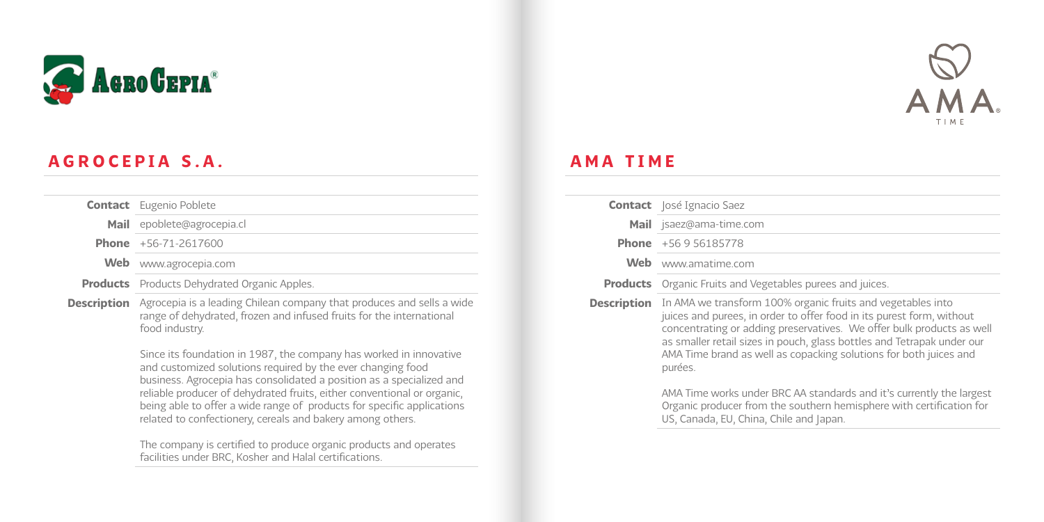## AGROCEPIA S.A.

| | |
|---|---|
| **Contact** | Eugenio Poblete |
| **Mail** | epoblete@agrocepia.cl |
| **Phone** | +56-71-2617600 |
| **Web** | www.agrocepia.com |
| **Products** | Products Dehydrated Organic Apples. |
| **Description** | Agrocepia is a leading Chilean company that produces and sells a wide range of dehydrated, frozen and infused fruits for the international food industry.<br><br>Since its foundation in 1987, the company has worked in innovative and customized solutions required by the ever changing food business. Agrocepia has consolidated a position as a specialized and reliable producer of dehydrated fruits, either conventional or organic, being able to offer a wide range of products for specific applications related to confectionery, cereals and bakery among others.<br><br>The company is certified to produce organic products and operates facilities under BRC, Kosher and Halal certifications. |

## AMA TIME

| | |
|---|---|
| **Contact** | José Ignacio Saez |
| **Mail** | jsaez@ama-time.com |
| **Phone** | +56 9 56185778 |
| **Web** | www.amatime.com |
| **Products** | Organic Fruits and Vegetables purees and juices. |
| **Description** | In AMA we transform 100% organic fruits and vegetables into juices and purees, in order to offer food in its purest form, without concentrating or adding preservatives. We offer bulk products as well as smaller retail sizes in pouch, glass bottles and Tetrapak under our AMA Time brand as well as copacking solutions for both juices and purées.<br><br>AMA Time works under BRC AA standards and it's currently the largest Organic producer from the southern hemisphere with certification for US, Canada, EU, China, Chile and Japan. |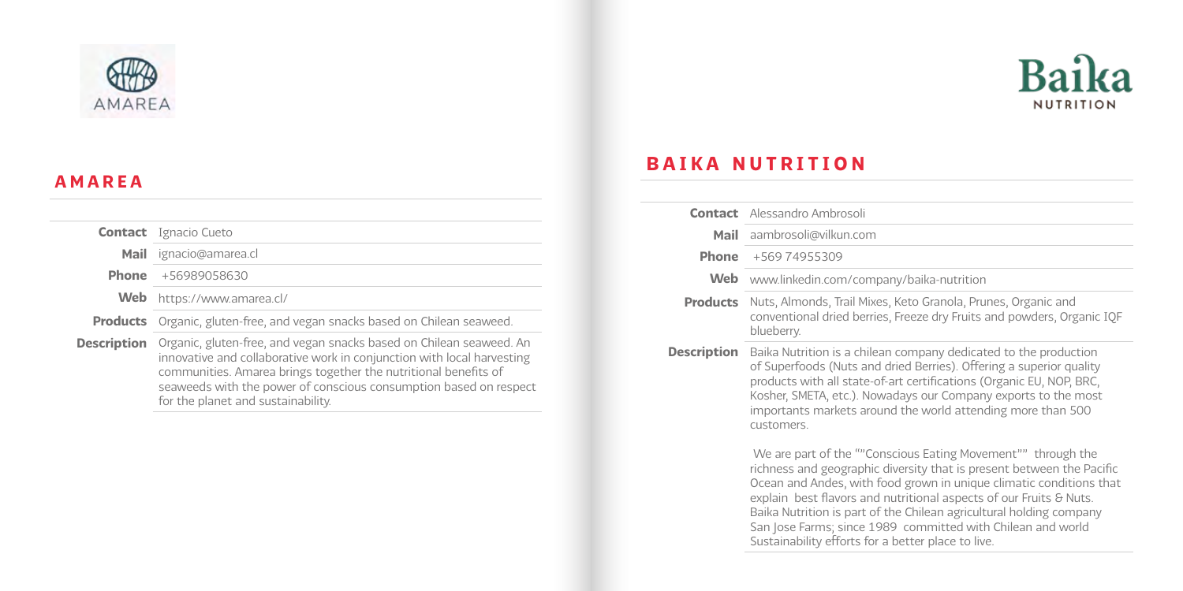## AMAREA

| | |
|---|---|
| **Contact** | Ignacio Cueto |
| **Mail** | ignacio@amarea.cl |
| **Phone** | +56989058630 |
| **Web** | https://www.amarea.cl/ |
| **Products** | Organic, gluten-free, and vegan snacks based on Chilean seaweed. |
| **Description** | Organic, gluten-free, and vegan snacks based on Chilean seaweed. An innovative and collaborative work in conjunction with local harvesting communities. Amarea brings together the nutritional benefits of seaweeds with the power of conscious consumption based on respect for the planet and sustainability. |

## BAIKA NUTRITION

| | |
|---|---|
| **Contact** | Alessandro Ambrosoli |
| **Mail** | aambrosoli@vilkun.com |
| **Phone** | +569 74955309 |
| **Web** | www.linkedin.com/company/baika-nutrition |
| **Products** | Nuts, Almonds, Trail Mixes, Keto Granola, Prunes, Organic and conventional dried berries, Freeze dry Fruits and powders, Organic IQF blueberry. |
| **Description** | Baika Nutrition is a chilean company dedicated to the production of Superfoods (Nuts and dried Berries). Offering a superior quality products with all state-of-art certifications (Organic EU, NOP, BRC, Kosher, SMETA, etc.). Nowadays our Company exports to the most importants markets around the world attending more than 500 customers.<br><br>We are part of the ""Conscious Eating Movement"" through the richness and geographic diversity that is present between the Pacific Ocean and Andes, with food grown in unique climatic conditions that explain best flavors and nutritional aspects of our Fruits & Nuts. Baika Nutrition is part of the Chilean agricultural holding company San Jose Farms; since 1989 committed with Chilean and world Sustainability efforts for a better place to live. |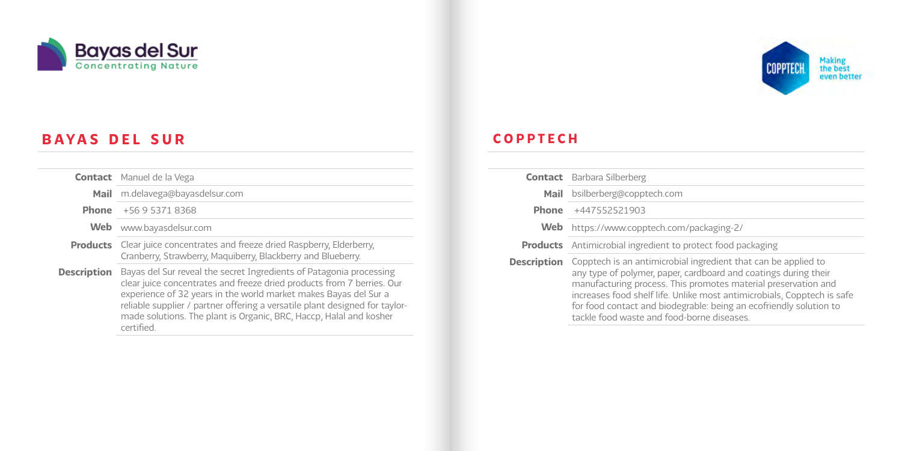## BAYAS DEL SUR

| | |
|---|---|
| **Contact** | Manuel de la Vega |
| **Mail** | m.delavega@bayasdelsur.com |
| **Phone** | +56 9 5371 8368 |
| **Web** | www.bayasdelsur.com |
| **Products** | Clear juice concentrates and freeze dried Raspberry, Elderberry, Cranberry, Strawberry, Maquiberry, Blackberry and Blueberry. |
| **Description** | Bayas del Sur reveal the secret Ingredients of Patagonia processing clear juice concentrates and freeze dried products from 7 berries. Our experience of 32 years in the world market makes Bayas del Sur a reliable supplier / partner offering a versatile plant designed for taylor-made solutions. The plant is Organic, BRC, Haccp, Halal and kosher certified. |

## COPPTECH

| | |
|---|---|
| **Contact** | Barbara Silberberg |
| **Mail** | bsilberberg@copptech.com |
| **Phone** | +447552521903 |
| **Web** | https://www.copptech.com/packaging-2/ |
| **Products** | Antimicrobial ingredient to protect food packaging |
| **Description** | Copptech is an antimicrobial ingredient that can be applied to any type of polymer, paper, cardboard and coatings during their manufacturing process. This promotes material preservation and increases food shelf life. Unlike most antimicrobials, Copptech is safe for food contact and biodegrable: being an ecofriendly solution to tackle food waste and food-borne diseases. |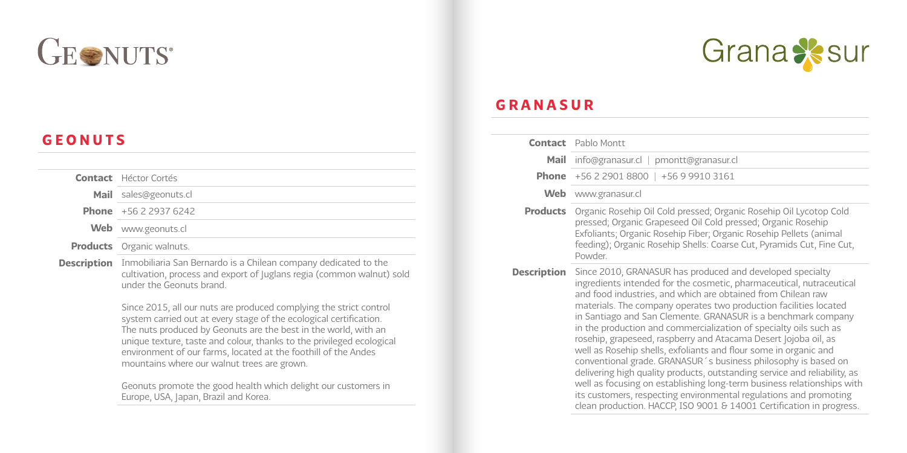## GEONUTS

| | |
|---|---|
| **Contact** | Héctor Cortés |
| **Mail** | sales@geonuts.cl |
| **Phone** | +56 2 2937 6242 |
| **Web** | www.geonuts.cl |
| **Products** | Organic walnuts. |
| **Description** | Inmobiliaria San Bernardo is a Chilean company dedicated to the cultivation, process and export of Juglans regia (common walnut) sold under the Geonuts brand.<br><br>Since 2015, all our nuts are produced complying the strict control system carried out at every stage of the ecological certification. The nuts produced by Geonuts are the best in the world, with an unique texture, taste and colour, thanks to the privileged ecological environment of our farms, located at the foothill of the Andes mountains where our walnut trees are grown.<br><br>Geonuts promote the good health which delight our customers in Europe, USA, Japan, Brazil and Korea. |

## GRANASUR

| | |
|---|---|
| **Contact** | Pablo Montt |
| **Mail** | info@granasur.cl \| pmontt@granasur.cl |
| **Phone** | +56 2 2901 8800 \| +56 9 9910 3161 |
| **Web** | www.granasur.cl |
| **Products** | Organic Rosehip Oil Cold pressed; Organic Rosehip Oil Lycotop Cold pressed; Organic Grapeseed Oil Cold pressed; Organic Rosehip Exfoliants; Organic Rosehip Fiber; Organic Rosehip Pellets (animal feeding); Organic Rosehip Shells: Coarse Cut, Pyramids Cut, Fine Cut, Powder. |
| **Description** | Since 2010, GRANASUR has produced and developed specialty ingredients intended for the cosmetic, pharmaceutical, nutraceutical and food industries, and which are obtained from Chilean raw materials. The company operates two production facilities located in Santiago and San Clemente. GRANASUR is a benchmark company in the production and commercialization of specialty oils such as rosehip, grapeseed, raspberry and Atacama Desert Jojoba oil, as well as Rosehip shells, exfoliants and flour some in organic and conventional grade. GRANASUR´s business philosophy is based on delivering high quality products, outstanding service and reliability, as well as focusing on establishing long-term business relationships with its customers, respecting environmental regulations and promoting clean production. HACCP, ISO 9001 & 14001 Certification in progress. |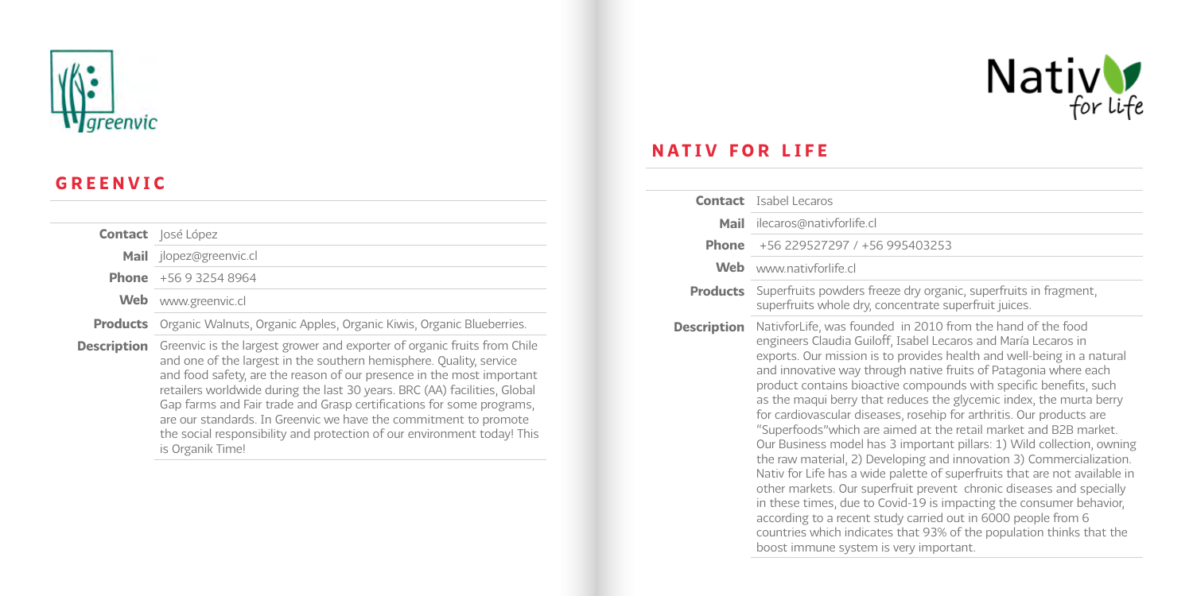## GREENVIC

| | |
|---|---|
| **Contact** | José López |
| **Mail** | jlopez@greenvic.cl |
| **Phone** | +56 9 3254 8964 |
| **Web** | www.greenvic.cl |
| **Products** | Organic Walnuts, Organic Apples, Organic Kiwis, Organic Blueberries. |
| **Description** | Greenvic is the largest grower and exporter of organic fruits from Chile and one of the largest in the southern hemisphere. Quality, service and food safety, are the reason of our presence in the most important retailers worldwide during the last 30 years. BRC (AA) facilities, Global Gap farms and Fair trade and Grasp certifications for some programs, are our standards. In Greenvic we have the commitment to promote the social responsibility and protection of our environment today! This is Organik Time! |

## NATIV FOR LIFE

| | |
|---|---|
| **Contact** | Isabel Lecaros |
| **Mail** | ilecaros@nativforlife.cl |
| **Phone** | +56 229527297 / +56 995403253 |
| **Web** | www.nativforlife.cl |
| **Products** | Superfruits powders freeze dry organic, superfruits in fragment, superfruits whole dry, concentrate superfruit juices. |
| **Description** | NativforLife, was founded in 2010 from the hand of the food engineers Claudia Guiloff, Isabel Lecaros and María Lecaros in exports. Our mission is to provides health and well-being in a natural and innovative way through native fruits of Patagonia where each product contains bioactive compounds with specific benefits, such as the maqui berry that reduces the glycemic index, the murta berry for cardiovascular diseases, rosehip for arthritis. Our products are "Superfoods"which are aimed at the retail market and B2B market. Our Business model has 3 important pillars: 1) Wild collection, owning the raw material, 2) Developing and innovation 3) Commercialization. Nativ for Life has a wide palette of superfruits that are not available in other markets. Our superfruit prevent chronic diseases and specially in these times, due to Covid-19 is impacting the consumer behavior, according to a recent study carried out in 6000 people from 6 countries which indicates that 93% of the population thinks that the boost immune system is very important. |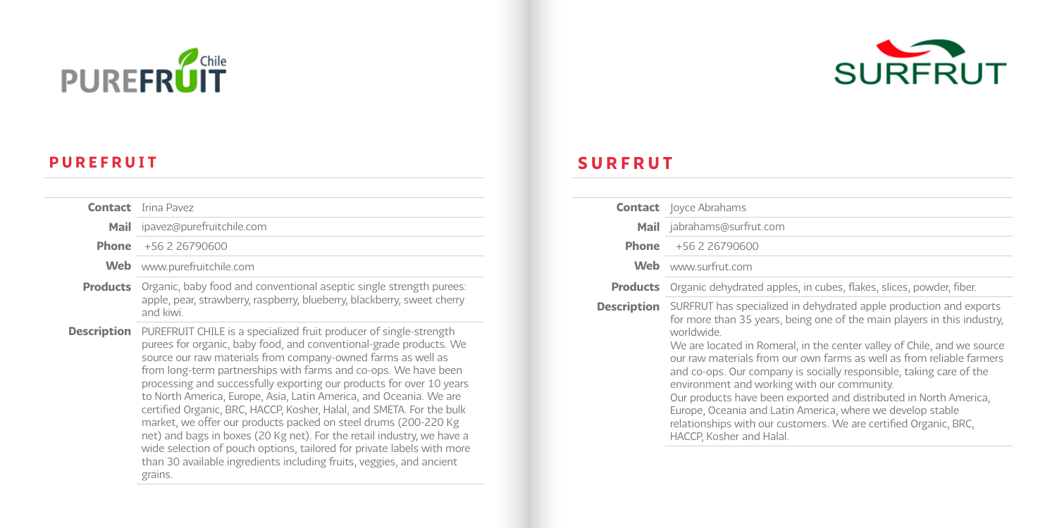## PUREFRUIT

| | |
|---|---|
| **Contact** | Irina Pavez |
| **Mail** | ipavez@purefruitchile.com |
| **Phone** | +56 2 26790600 |
| **Web** | www.purefruitchile.com |
| **Products** | Organic, baby food and conventional aseptic single strength purees: apple, pear, strawberry, raspberry, blueberry, blackberry, sweet cherry and kiwi. |
| **Description** | PUREFRUIT CHILE is a specialized fruit producer of single-strength purees for organic, baby food, and conventional-grade products. We source our raw materials from company-owned farms as well as from long-term partnerships with farms and co-ops. We have been processing and successfully exporting our products for over 10 years to North America, Europe, Asia, Latin America, and Oceania. We are certified Organic, BRC, HACCP, Kosher, Halal, and SMETA. For the bulk market, we offer our products packed on steel drums (200-220 Kg net) and bags in boxes (20 Kg net). For the retail industry, we have a wide selection of pouch options, tailored for private labels with more than 30 available ingredients including fruits, veggies, and ancient grains. |

## SURFRUT

| | |
|---|---|
| **Contact** | Joyce Abrahams |
| **Mail** | jabrahams@surfrut.com |
| **Phone** | +56 2 26790600 |
| **Web** | www.surfrut.com |
| **Products** | Organic dehydrated apples, in cubes, flakes, slices, powder, fiber. |
| **Description** | SURFRUT has specialized in dehydrated apple production and exports for more than 35 years, being one of the main players in this industry, worldwide. We are located in Romeral, in the center valley of Chile, and we source our raw materials from our own farms as well as from reliable farmers and co-ops. Our company is socially responsible, taking care of the environment and working with our community. Our products have been exported and distributed in North America, Europe, Oceania and Latin America, where we develop stable relationships with our customers. We are certified Organic, BRC, HACCP, Kosher and Halal. |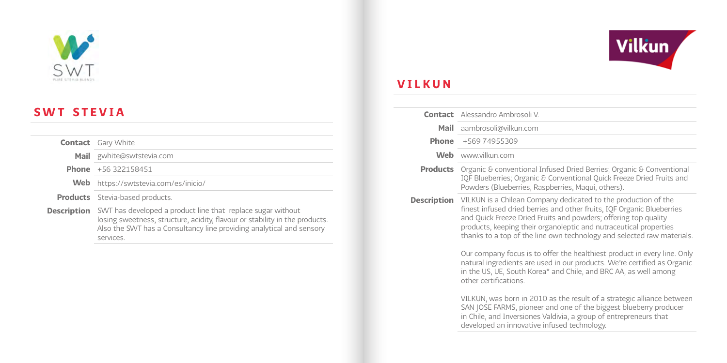## SWT STEVIA

| | |
|---|---|
| **Contact** | Gary White |
| **Mail** | gwhite@swtstevia.com |
| **Phone** | +56 322158451 |
| **Web** | https://swtstevia.com/es/inicio/ |
| **Products** | Stevia-based products. |
| **Description** | SWT has developed a product line that replace sugar without losing sweetness, structure, acidity, flavour or stability in the products. Also the SWT has a Consultancy line providing analytical and sensory services. |

## VILKUN

| | |
|---|---|
| **Contact** | Alessandro Ambrosoli V. |
| **Mail** | aambrosoli@vilkun.com |
| **Phone** | +569 74955309 |
| **Web** | www.vilkun.com |
| **Products** | Organic & conventional Infused Dried Berries; Organic & Conventional IQF Blueberries; Organic & Conventional Quick Freeze Dried Fruits and Powders (Blueberries, Raspberries, Maqui, others). |
| **Description** | VILKUN is a Chilean Company dedicated to the production of the finest infused dried berries and other fruits, IQF Organic Blueberries and Quick Freeze Dried Fruits and powders; offering top quality products, keeping their organoleptic and nutraceutical properties thanks to a top of the line own technology and selected raw materials.<br><br>Our company focus is to offer the healthiest product in every line. Only natural ingredients are used in our products. We're certified as Organic in the US, UE, South Korea* and Chile, and BRC AA, as well among other certifications.<br><br>VILKUN, was born in 2010 as the result of a strategic alliance between SAN JOSE FARMS, pioneer and one of the biggest blueberry producer in Chile, and Inversiones Valdivia, a group of entrepreneurs that developed an innovative infused technology. |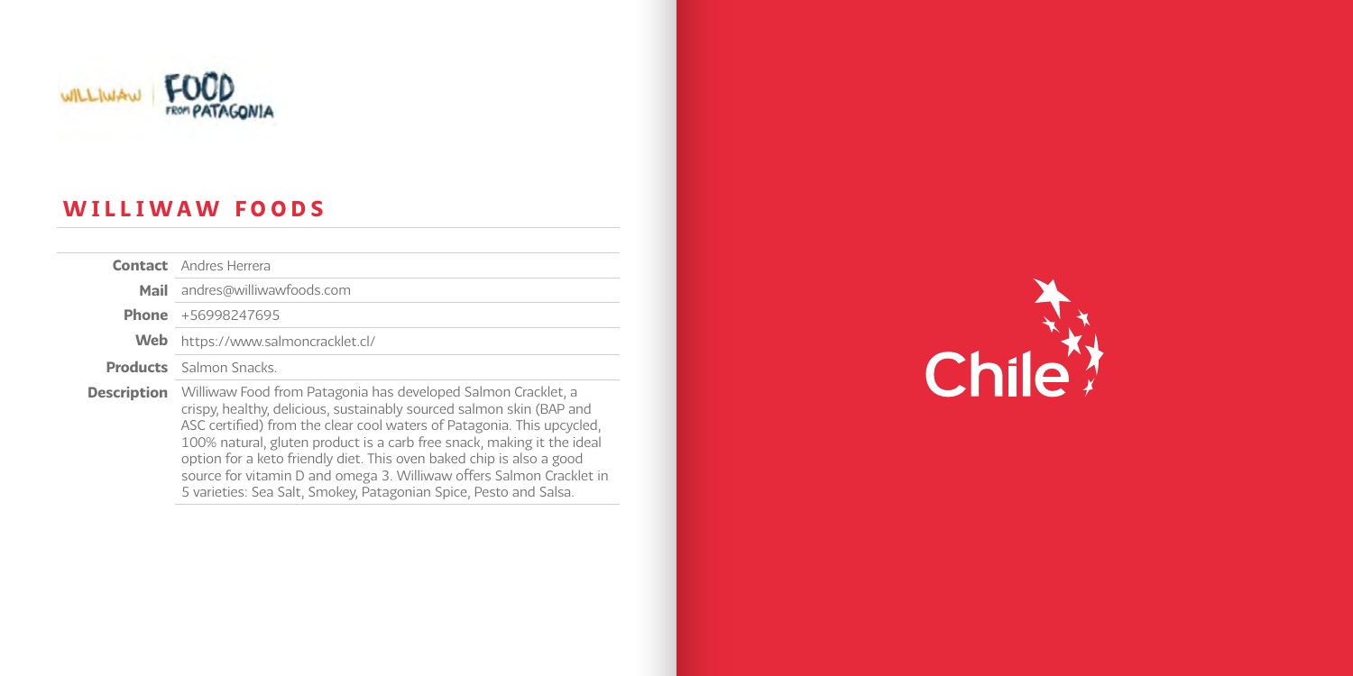## WILLIWAW FOODS

| | |
|---|---|
| **Contact** | Andres Herrera |
| **Mail** | andres@williwawfoods.com |
| **Phone** | +56998247695 |
| **Web** | https://www.salmoncracklet.cl/ |
| **Products** | Salmon Snacks. |
| **Description** | Williwaw Food from Patagonia has developed Salmon Cracklet, a crispy, healthy, delicious, sustainably sourced salmon skin (BAP and ASC certified) from the clear cool waters of Patagonia. This upcycled, 100% natural, gluten product is a carb free snack, making it the ideal option for a keto friendly diet. This oven baked chip is also a good source for vitamin D and omega 3. Williwaw offers Salmon Cracklet in 5 varieties: Sea Salt, Smokey, Patagonian Spice, Pesto and Salsa. |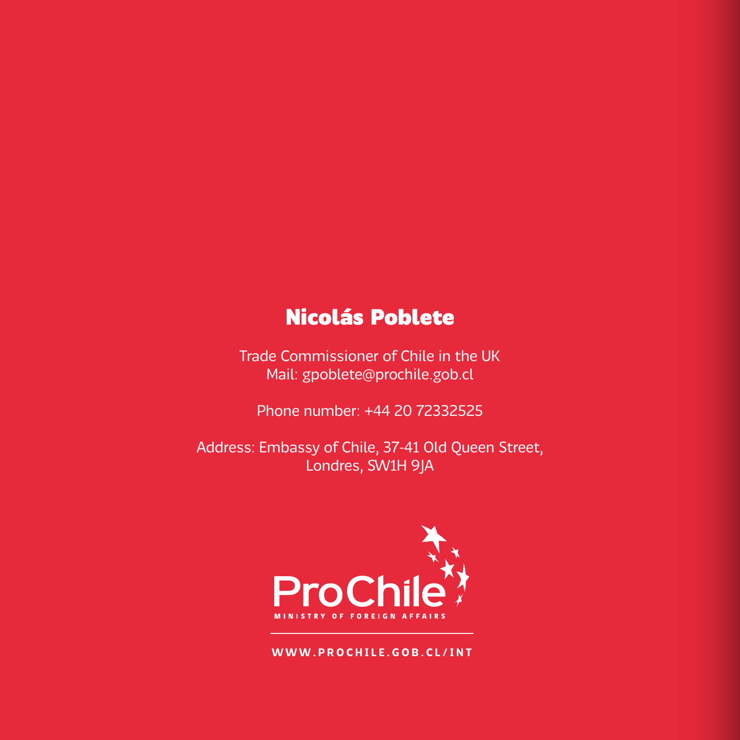## Nicolás Poblete

Trade Commissioner of Chile in the UK
Mail: gpoblete@prochile.gob.cl

Phone number: +44 20 72332525

Address: Embassy of Chile, 37-41 Old Queen Street, Londres, SW1H 9JA

ProChile
MINISTRY OF FOREIGN AFFAIRS

WWW.PROCHILE.GOB.CL/INT